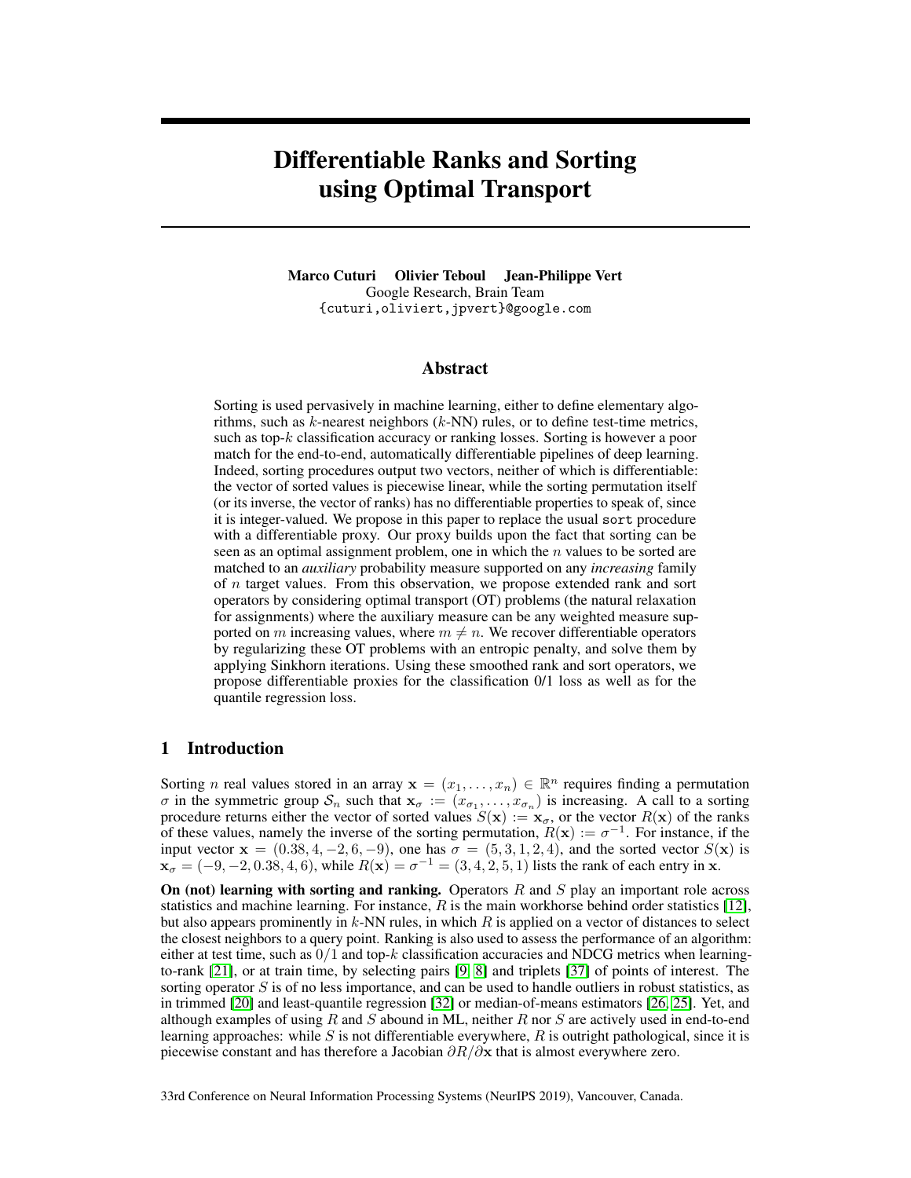# Differentiable Ranks and Sorting using Optimal Transport

**Marco Cuturi  Olivier Teboul  Jean-Philippe Vert**
Google Research, Brain Team
{cuturi,oliviert,jpvert}@google.com

## Abstract

Sorting is used pervasively in machine learning, either to define elementary algorithms, such as $k$-nearest neighbors ($k$-NN) rules, or to define test-time metrics, such as top-$k$ classification accuracy or ranking losses. Sorting is however a poor match for the end-to-end, automatically differentiable pipelines of deep learning. Indeed, sorting procedures output two vectors, neither of which is differentiable: the vector of sorted values is piecewise linear, while the sorting permutation itself (or its inverse, the vector of ranks) has no differentiable properties to speak of, since it is integer-valued. We propose in this paper to replace the usual `sort` procedure with a differentiable proxy. Our proxy builds upon the fact that sorting can be seen as an optimal assignment problem, one in which the $n$ values to be sorted are matched to an *auxiliary* probability measure supported on any *increasing* family of $n$ target values. From this observation, we propose extended rank and sort operators by considering optimal transport (OT) problems (the natural relaxation for assignments) where the auxiliary measure can be any weighted measure supported on $m$ increasing values, where $m \neq n$. We recover differentiable operators by regularizing these OT problems with an entropic penalty, and solve them by applying Sinkhorn iterations. Using these smoothed rank and sort operators, we propose differentiable proxies for the classification 0/1 loss as well as for the quantile regression loss.

## 1 Introduction

Sorting $n$ real values stored in an array $\mathbf{x} = (x_1, \ldots, x_n) \in \mathbb{R}^n$ requires finding a permutation $\sigma$ in the symmetric group $\mathcal{S}_n$ such that $\mathbf{x}_\sigma := (x_{\sigma_1}, \ldots, x_{\sigma_n})$ is increasing. A call to a sorting procedure returns either the vector of sorted values $S(\mathbf{x}) := \mathbf{x}_\sigma$, or the vector $R(\mathbf{x})$ of the ranks of these values, namely the inverse of the sorting permutation, $R(\mathbf{x}) := \sigma^{-1}$. For instance, if the input vector $\mathbf{x} = (0.38, 4, -2, 6, -9)$, one has $\sigma = (5, 3, 1, 2, 4)$, and the sorted vector $S(\mathbf{x})$ is $\mathbf{x}_\sigma = (-9, -2, 0.38, 4, 6)$, while $R(\mathbf{x}) = \sigma^{-1} = (3, 4, 2, 5, 1)$ lists the rank of each entry in $\mathbf{x}$.

**On (not) learning with sorting and ranking.** Operators $R$ and $S$ play an important role across statistics and machine learning. For instance, $R$ is the main workhorse behind order statistics [12], but also appears prominently in $k$-NN rules, in which $R$ is applied on a vector of distances to select the closest neighbors to a query point. Ranking is also used to assess the performance of an algorithm: either at test time, such as $0/1$ and top-$k$ classification accuracies and NDCG metrics when learning-to-rank [21], or at train time, by selecting pairs [9, 8] and triplets [37] of points of interest. The sorting operator $S$ is of no less importance, and can be used to handle outliers in robust statistics, as in trimmed [20] and least-quantile regression [32] or median-of-means estimators [26, 25]. Yet, and although examples of using $R$ and $S$ abound in ML, neither $R$ nor $S$ are actively used in end-to-end learning approaches: while $S$ is not differentiable everywhere, $R$ is outright pathological, since it is piecewise constant and has therefore a Jacobian $\partial R/\partial \mathbf{x}$ that is almost everywhere zero.

33rd Conference on Neural Information Processing Systems (NeurIPS 2019), Vancouver, Canada.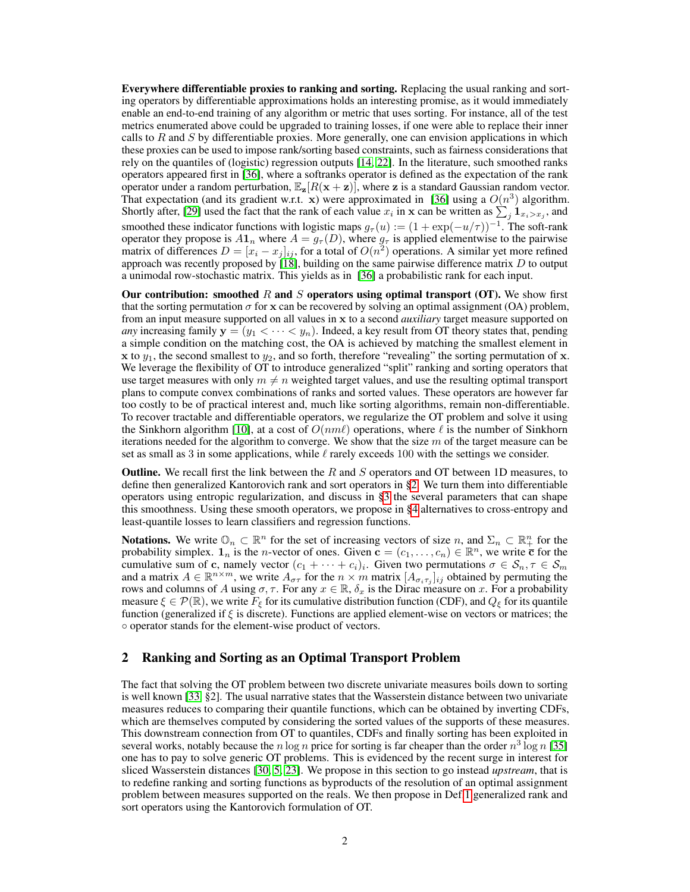**Everywhere differentiable proxies to ranking and sorting.** Replacing the usual ranking and sorting operators by differentiable approximations holds an interesting promise, as it would immediately enable an end-to-end training of any algorithm or metric that uses sorting. For instance, all of the test metrics enumerated above could be upgraded to training losses, if one were able to replace their inner calls to $R$ and $S$ by differentiable proxies. More generally, one can envision applications in which these proxies can be used to impose rank/sorting based constraints, such as fairness considerations that rely on the quantiles of (logistic) regression outputs [14, 22]. In the literature, such smoothed ranks operators appeared first in [36], where a softranks operator is defined as the expectation of the rank operator under a random perturbation, $\mathbb{E}_{\mathbf{z}}[R(\mathbf{x}+\mathbf{z})]$, where $\mathbf{z}$ is a standard Gaussian random vector. That expectation (and its gradient w.r.t. $\mathbf{x}$) were approximated in [36] using a $O(n^3)$ algorithm. Shortly after, [29] used the fact that the rank of each value $x_i$ in $\mathbf{x}$ can be written as $\sum_j \mathbf{1}_{x_i > x_j}$, and smoothed these indicator functions with logistic maps $g_\tau(u) := (1+\exp(-u/\tau))^{-1}$. The soft-rank operator they propose is $A\mathbf{1}_n$ where $A = g_\tau(D)$, where $g_\tau$ is applied elementwise to the pairwise matrix of differences $D = [x_i - x_j]_{ij}$, for a total of $O(n^2)$ operations. A similar yet more refined approach was recently proposed by [18], building on the same pairwise difference matrix $D$ to output a unimodal row-stochastic matrix. This yields as in [36] a probabilistic rank for each input.

**Our contribution: smoothed $R$ and $S$ operators using optimal transport (OT).** We show first that the sorting permutation $\sigma$ for $\mathbf{x}$ can be recovered by solving an optimal assignment (OA) problem, from an input measure supported on all values in $\mathbf{x}$ to a second *auxiliary* target measure supported on *any* increasing family $\mathbf{y} = (y_1 < \cdots < y_n)$. Indeed, a key result from OT theory states that, pending a simple condition on the matching cost, the OA is achieved by matching the smallest element in $\mathbf{x}$ to $y_1$, the second smallest to $y_2$, and so forth, therefore "revealing" the sorting permutation of $\mathbf{x}$. We leverage the flexibility of OT to introduce generalized "split" ranking and sorting operators that use target measures with only $m \neq n$ weighted target values, and use the resulting optimal transport plans to compute convex combinations of ranks and sorted values. These operators are however far too costly to be of practical interest and, much like sorting algorithms, remain non-differentiable. To recover tractable and differentiable operators, we regularize the OT problem and solve it using the Sinkhorn algorithm [10], at a cost of $O(nm\ell)$ operations, where $\ell$ is the number of Sinkhorn iterations needed for the algorithm to converge. We show that the size $m$ of the target measure can be set as small as 3 in some applications, while $\ell$ rarely exceeds 100 with the settings we consider.

**Outline.** We recall first the link between the $R$ and $S$ operators and OT between 1D measures, to define then generalized Kantorovich rank and sort operators in §2. We turn them into differentiable operators using entropic regularization, and discuss in §3 the several parameters that can shape this smoothness. Using these smooth operators, we propose in §4 alternatives to cross-entropy and least-quantile losses to learn classifiers and regression functions.

**Notations.** We write $\mathbb{O}_n \subset \mathbb{R}^n$ for the set of increasing vectors of size $n$, and $\Sigma_n \subset \mathbb{R}^n_+$ for the probability simplex. $\mathbf{1}_n$ is the $n$-vector of ones. Given $\mathbf{c} = (c_1, \ldots, c_n) \in \mathbb{R}^n$, we write $\overline{\mathbf{c}}$ for the cumulative sum of $\mathbf{c}$, namely vector $(c_1 + \cdots + c_i)_i$. Given two permutations $\sigma \in \mathcal{S}_n, \tau \in \mathcal{S}_m$ and a matrix $A \in \mathbb{R}^{n \times m}$, we write $A_{\sigma\tau}$ for the $n \times m$ matrix $[A_{\sigma_i \tau_j}]_{ij}$ obtained by permuting the rows and columns of $A$ using $\sigma, \tau$. For any $x \in \mathbb{R}$, $\delta_x$ is the Dirac measure on $x$. For a probability measure $\xi \in \mathcal{P}(\mathbb{R})$, we write $F_\xi$ for its cumulative distribution function (CDF), and $Q_\xi$ for its quantile function (generalized if $\xi$ is discrete). Functions are applied element-wise on vectors or matrices; the $\circ$ operator stands for the element-wise product of vectors.

## 2 Ranking and Sorting as an Optimal Transport Problem

The fact that solving the OT problem between two discrete univariate measures boils down to sorting is well known [33, §2]. The usual narrative states that the Wasserstein distance between two univariate measures reduces to comparing their quantile functions, which can be obtained by inverting CDFs, which are themselves computed by considering the sorted values of the supports of these measures. This downstream connection from OT to quantiles, CDFs and finally sorting has been exploited in several works, notably because the $n \log n$ price for sorting is far cheaper than the order $n^3 \log n$ [35] one has to pay to solve generic OT problems. This is evidenced by the recent surge in interest for sliced Wasserstein distances [30, 5, 23]. We propose in this section to go instead *upstream*, that is to redefine ranking and sorting functions as byproducts of the resolution of an optimal assignment problem between measures supported on the reals. We then propose in Def 1 generalized rank and sort operators using the Kantorovich formulation of OT.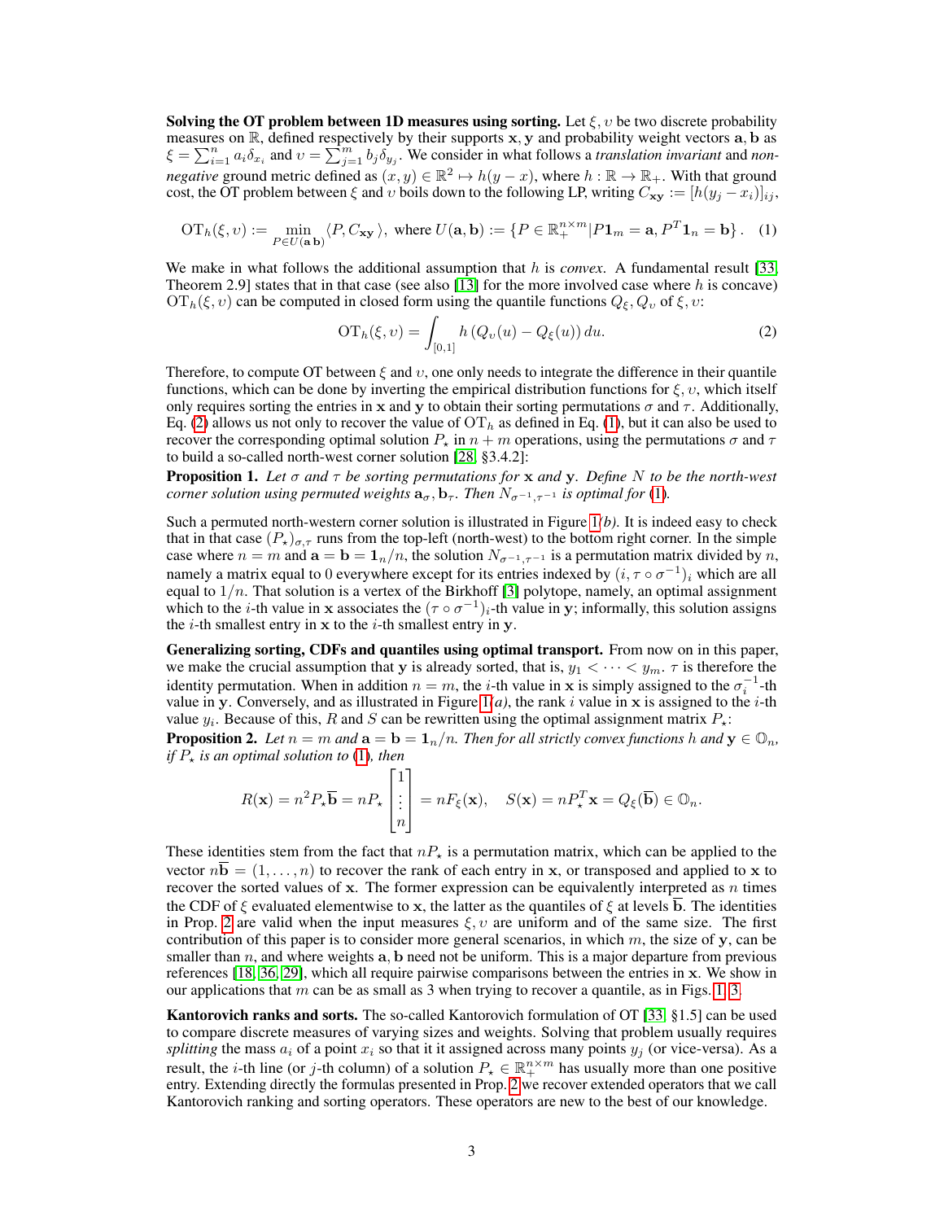**Solving the OT problem between 1D measures using sorting.** Let $\xi, \upsilon$ be two discrete probability measures on $\mathbb{R}$, defined respectively by their supports $\mathbf{x}, \mathbf{y}$ and probability weight vectors $\mathbf{a}, \mathbf{b}$ as $\xi = \sum_{i=1}^{n} a_i \delta_{x_i}$ and $\upsilon = \sum_{j=1}^{m} b_j \delta_{y_j}$. We consider in what follows a *translation invariant* and *non-negative* ground metric defined as $(x, y) \in \mathbb{R}^2 \mapsto h(y - x)$, where $h : \mathbb{R} \to \mathbb{R}_+$. With that ground cost, the OT problem between $\xi$ and $\upsilon$ boils down to the following LP, writing $C_{\mathbf{xy}} := [h(y_j - x_i)]_{ij}$,

$$\mathrm{OT}_h(\xi, \upsilon) := \min_{P \in U(\mathbf{a}, \mathbf{b})} \langle P, C_{\mathbf{xy}} \rangle, \text{ where } U(\mathbf{a}, \mathbf{b}) := \{P \in \mathbb{R}_+^{n \times m} | P\mathbf{1}_m = \mathbf{a}, P^T\mathbf{1}_n = \mathbf{b}\}. \quad (1)$$

We make in what follows the additional assumption that $h$ is *convex*. A fundamental result [33, Theorem 2.9] states that in that case (see also [13] for the more involved case where $h$ is concave) $\mathrm{OT}_h(\xi, \upsilon)$ can be computed in closed form using the quantile functions $Q_\xi, Q_\upsilon$ of $\xi, \upsilon$:

$$\mathrm{OT}_h(\xi, \upsilon) = \int_{[0,1]} h\left(Q_\upsilon(u) - Q_\xi(u)\right) du. \quad (2)$$

Therefore, to compute OT between $\xi$ and $\upsilon$, one only needs to integrate the difference in their quantile functions, which can be done by inverting the empirical distribution functions for $\xi, \upsilon$, which itself only requires sorting the entries in $\mathbf{x}$ and $\mathbf{y}$ to obtain their sorting permutations $\sigma$ and $\tau$. Additionally, Eq. (2) allows us not only to recover the value of $\mathrm{OT}_h$ as defined in Eq. (1), but it can also be used to recover the corresponding optimal solution $P_\star$ in $n + m$ operations, using the permutations $\sigma$ and $\tau$ to build a so-called north-west corner solution [28, §3.4.2]:

**Proposition 1.** *Let $\sigma$ and $\tau$ be sorting permutations for $\mathbf{x}$ and $\mathbf{y}$. Define $N$ to be the north-west corner solution using permuted weights $\mathbf{a}_\sigma, \mathbf{b}_\tau$. Then $N_{\sigma^{-1},\tau^{-1}}$ is optimal for (1).*

Such a permuted north-western corner solution is illustrated in Figure 1*(b)*. It is indeed easy to check that in that case $(P_\star)_{\sigma,\tau}$ runs from the top-left (north-west) to the bottom right corner. In the simple case where $n = m$ and $\mathbf{a} = \mathbf{b} = \mathbf{1}_n/n$, the solution $N_{\sigma^{-1},\tau^{-1}}$ is a permutation matrix divided by $n$, namely a matrix equal to 0 everywhere except for its entries indexed by $(i, \tau \circ \sigma^{-1})_i$ which are all equal to $1/n$. That solution is a vertex of the Birkhoff [3] polytope, namely, an optimal assignment which to the $i$-th value in $\mathbf{x}$ associates the $(\tau \circ \sigma^{-1})_i$-th value in $\mathbf{y}$; informally, this solution assigns the $i$-th smallest entry in $\mathbf{x}$ to the $i$-th smallest entry in $\mathbf{y}$.

**Generalizing sorting, CDFs and quantiles using optimal transport.** From now on in this paper, we make the crucial assumption that $\mathbf{y}$ is already sorted, that is, $y_1 < \cdots < y_m$. $\tau$ is therefore the identity permutation. When in addition $n = m$, the $i$-th value in $\mathbf{x}$ is simply assigned to the $\sigma_i^{-1}$-th value in $\mathbf{y}$. Conversely, and as illustrated in Figure 1*(a)*, the rank $i$ value in $\mathbf{x}$ is assigned to the $i$-th value $y_i$. Because of this, $R$ and $S$ can be rewritten using the optimal assignment matrix $P_\star$:

**Proposition 2.** *Let $n = m$ and $\mathbf{a} = \mathbf{b} = \mathbf{1}_n/n$. Then for all strictly convex functions $h$ and $\mathbf{y} \in \mathbb{O}_n$, if $P_\star$ is an optimal solution to (1), then*

$$R(\mathbf{x}) = n^2 P_\star \overline{\mathbf{b}} = n P_\star \begin{bmatrix} 1 \\ \vdots \\ n \end{bmatrix} = n F_\xi(\mathbf{x}), \quad S(\mathbf{x}) = n P_\star^T \mathbf{x} = Q_\xi(\overline{\mathbf{b}}) \in \mathbb{O}_n.$$

These identities stem from the fact that $nP_\star$ is a permutation matrix, which can be applied to the vector $n\overline{\mathbf{b}} = (1, \ldots, n)$ to recover the rank of each entry in $\mathbf{x}$, or transposed and applied to $\mathbf{x}$ to recover the sorted values of $\mathbf{x}$. The former expression can be equivalently interpreted as $n$ times the CDF of $\xi$ evaluated elementwise to $\mathbf{x}$, the latter as the quantiles of $\xi$ at levels $\overline{\mathbf{b}}$. The identities in Prop. 2 are valid when the input measures $\xi, \upsilon$ are uniform and of the same size. The first contribution of this paper is to consider more general scenarios, in which $m$, the size of $\mathbf{y}$, can be smaller than $n$, and where weights $\mathbf{a}, \mathbf{b}$ need not be uniform. This is a major departure from previous references [18, 36, 29], which all require pairwise comparisons between the entries in $\mathbf{x}$. We show in our applications that $m$ can be as small as 3 when trying to recover a quantile, as in Figs. 1, 3.

**Kantorovich ranks and sorts.** The so-called Kantorovich formulation of OT [33, §1.5] can be used to compare discrete measures of varying sizes and weights. Solving that problem usually requires *splitting* the mass $a_i$ of a point $x_i$ so that it it assigned across many points $y_j$ (or vice-versa). As a result, the $i$-th line (or $j$-th column) of a solution $P_\star \in \mathbb{R}_+^{n \times m}$ has usually more than one positive entry. Extending directly the formulas presented in Prop. 2 we recover extended operators that we call Kantorovich ranking and sorting operators. These operators are new to the best of our knowledge.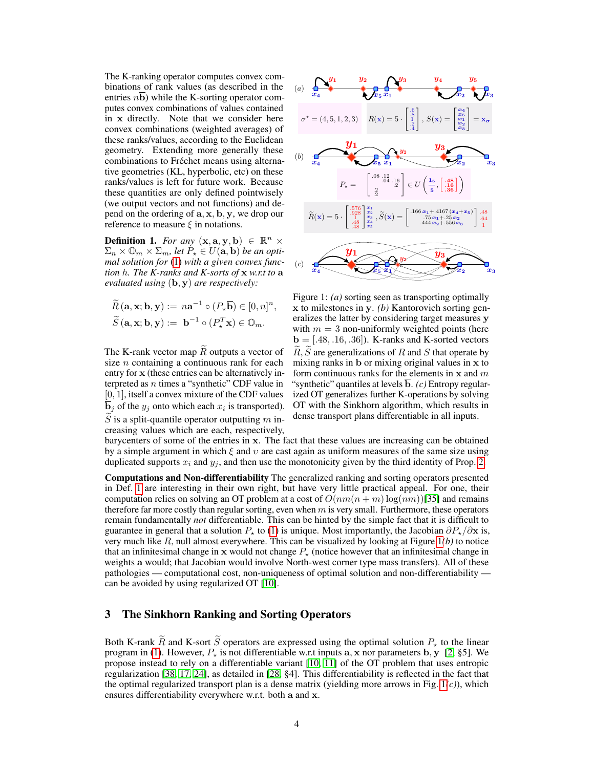The K-ranking operator computes convex combinations of rank values (as described in the entries $n\overline{\mathbf{b}}$) while the K-sorting operator computes convex combinations of values contained in $\mathbf{x}$ directly. Note that we consider here convex combinations (weighted averages) of these ranks/values, according to the Euclidean geometry. Extending more generally these combinations to Fréchet means using alternative geometries (KL, hyperbolic, etc) on these ranks/values is left for future work. Because these quantities are only defined pointwisely (we output vectors and not functions) and depend on the ordering of $\mathbf{a}, \mathbf{x}, \mathbf{b}, \mathbf{y}$, we drop our reference to measure $\xi$ in notations.

**Definition 1.** *For any* $(\mathbf{x}, \mathbf{a}, \mathbf{y}, \mathbf{b}) \in \mathbb{R}^n \times \Sigma_n \times \mathbb{O}_m \times \Sigma_m$, *let* $P_\star \in U(\mathbf{a}, \mathbf{b})$ *be an optimal solution for* (1) *with a given convex function* $h$. *The K-ranks and K-sorts of* $\mathbf{x}$ *w.r.t to* $\mathbf{a}$ *evaluated using* $(\mathbf{b}, \mathbf{y})$ *are respectively:*

$$\widetilde{R}\left(\mathbf{a}, \mathbf{x}; \mathbf{b}, \mathbf{y}\right) := n\mathbf{a}^{-1} \circ (P_\star \overline{\mathbf{b}}) \in [0, n]^n,$$

$$\widetilde{S}\left(\mathbf{a}, \mathbf{x}; \mathbf{b}, \mathbf{y}\right) := \mathbf{b}^{-1} \circ (P_\star^T \mathbf{x}) \in \mathbb{O}_m.$$

The K-rank vector map $\widetilde{R}$ outputs a vector of size $n$ containing a continuous rank for each entry for $\mathbf{x}$ (these entries can be alternatively interpreted as $n$ times a "synthetic" CDF value in $[0, 1]$, itself a convex mixture of the CDF values $\overline{\mathbf{b}}_j$ of the $y_j$ onto which each $x_i$ is transported). $\widetilde{S}$ is a split-quantile operator outputting $m$ increasing values which are each, respectively, barycenters of some of the entries in $\mathbf{x}$. The fact that these values are increasing can be obtained by a simple argument in which $\xi$ and $\upsilon$ are cast again as uniform measures of the same size using duplicated supports $x_i$ and $y_j$, and then use the monotonicity given by the third identity of Prop. 2.

Figure 1: *(a)* sorting seen as transporting optimally $\mathbf{x}$ to milestones in $\mathbf{y}$. *(b)* Kantorovich sorting generalizes the latter by considering target measures $\mathbf{y}$ with $m = 3$ non-uniformly weighted points (here $\mathbf{b} = [.48, .16, .36]$). K-ranks and K-sorted vectors $\widetilde{R}, \widetilde{S}$ are generalizations of $R$ and $S$ that operate by mixing ranks in $\mathbf{b}$ or mixing original values in $\mathbf{x}$ to form continuous ranks for the elements in $\mathbf{x}$ and $m$ "synthetic" quantiles at levels $\overline{\mathbf{b}}$. *(c)* Entropy regularized OT generalizes further K-operations by solving OT with the Sinkhorn algorithm, which results in dense transport plans differentiable in all inputs.

**Computations and Non-differentiability** The generalized ranking and sorting operators presented in Def. 1 are interesting in their own right, but have very little practical appeal. For one, their computation relies on solving an OT problem at a cost of $O(nm(n+m)\log(nm))$[35] and remains therefore far more costly than regular sorting, even when $m$ is very small. Furthermore, these operators remain fundamentally *not* differentiable. This can be hinted by the simple fact that it is difficult to guarantee in general that a solution $P_\star$ to (1) is unique. Most importantly, the Jacobian $\partial P_\star / \partial \mathbf{x}$ is, very much like $R$, null almost everywhere. This can be visualized by looking at Figure 1*(b)* to notice that an infinitesimal change in $\mathbf{x}$ would not change $P_\star$ (notice however that an infinitesimal change in weights $\mathbf{a}$ would; that Jacobian would involve North-west corner type mass transfers). All of these pathologies — computational cost, non-uniqueness of optimal solution and non-differentiability — can be avoided by using regularized OT [10].

## 3 The Sinkhorn Ranking and Sorting Operators

Both K-rank $\widetilde{R}$ and K-sort $\widetilde{S}$ operators are expressed using the optimal solution $P_\star$ to the linear program in (1). However, $P_\star$ is not differentiable w.r.t inputs $\mathbf{a}, \mathbf{x}$ nor parameters $\mathbf{b}, \mathbf{y}$ [2, §5]. We propose instead to rely on a differentiable variant [10, 11] of the OT problem that uses entropic regularization [38, 17, 24], as detailed in [28, §4]. This differentiability is reflected in the fact that the optimal regularized transport plan is a dense matrix (yielding more arrows in Fig. 1(*c*)), which ensures differentiability everywhere w.r.t. both $\mathbf{a}$ and $\mathbf{x}$.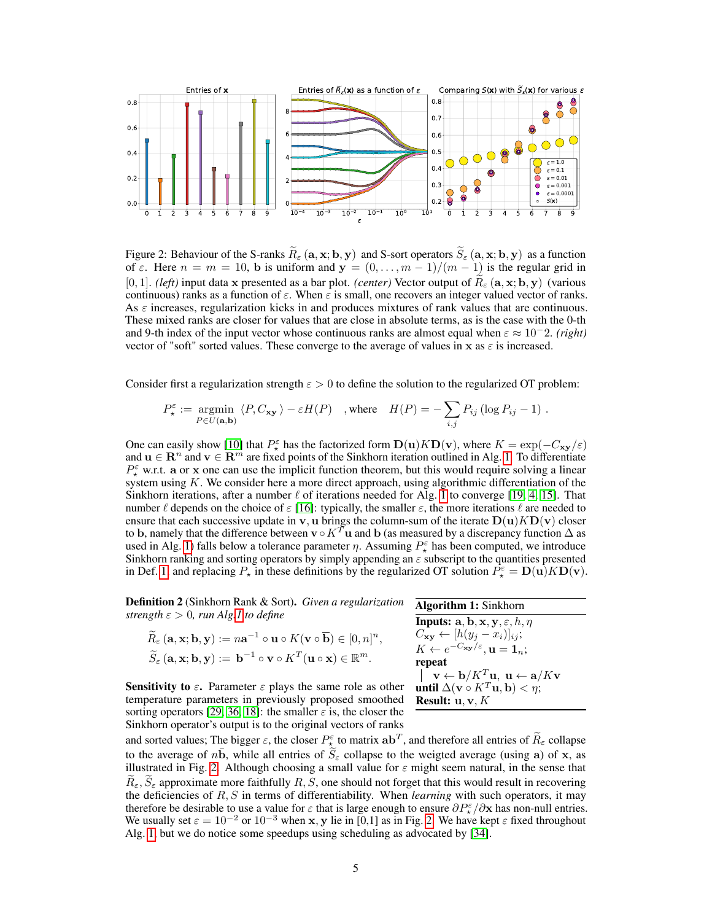Figure 2: Behaviour of the S-ranks $\widetilde{R}_\varepsilon(\mathbf{a}, \mathbf{x}; \mathbf{b}, \mathbf{y})$ and S-sort operators $\widetilde{S}_\varepsilon(\mathbf{a}, \mathbf{x}; \mathbf{b}, \mathbf{y})$ as a function of $\varepsilon$. Here $n = m = 10$, $\mathbf{b}$ is uniform and $\mathbf{y} = (0, \dots, m-1)/(m-1)$ is the regular grid in $[0, 1]$. *(left)* input data $\mathbf{x}$ presented as a bar plot. *(center)* Vector output of $\widetilde{R}_\varepsilon(\mathbf{a}, \mathbf{x}; \mathbf{b}, \mathbf{y})$ (various continuous) ranks as a function of $\varepsilon$. When $\varepsilon$ is small, one recovers an integer valued vector of ranks. As $\varepsilon$ increases, regularization kicks in and produces mixtures of rank values that are continuous. These mixed ranks are closer for values that are close in absolute terms, as is the case with the 0-th and 9-th index of the input vector whose continuous ranks are almost equal when $\varepsilon \approx 10^{-2}$. *(right)* vector of "soft" sorted values. These converge to the average of values in $\mathbf{x}$ as $\varepsilon$ is increased.

Consider first a regularization strength $\varepsilon > 0$ to define the solution to the regularized OT problem:

$$P_\star^\varepsilon := \operatorname*{argmin}_{P \in U(\mathbf{a}, \mathbf{b})} \langle P, C_{\mathbf{xy}} \rangle - \varepsilon H(P) \quad \text{, where} \quad H(P) = -\sum_{i,j} P_{ij} (\log P_{ij} - 1) \,.$$

One can easily show [10] that $P_\star^\varepsilon$ has the factorized form $\mathbf{D}(\mathbf{u})K\mathbf{D}(\mathbf{v})$, where $K = \exp(-C_{\mathbf{xy}}/\varepsilon)$ and $\mathbf{u} \in \mathbf{R}^n$ and $\mathbf{v} \in \mathbf{R}^m$ are fixed points of the Sinkhorn iteration outlined in Alg. 1. To differentiate $P_\star^\varepsilon$ w.r.t. $\mathbf{a}$ or $\mathbf{x}$ one can use the implicit function theorem, but this would require solving a linear system using $K$. We consider here a more direct approach, using algorithmic differentiation of the Sinkhorn iterations, after a number $\ell$ of iterations needed for Alg. 1 to converge [19, 4, 15]. That number $\ell$ depends on the choice of $\varepsilon$ [16]: typically, the smaller $\varepsilon$, the more iterations $\ell$ are needed to ensure that each successive update in $\mathbf{v}, \mathbf{u}$ brings the column-sum of the iterate $\mathbf{D}(\mathbf{u})K\mathbf{D}(\mathbf{v})$ closer to $\mathbf{b}$, namely that the difference between $\mathbf{v} \circ K^T\mathbf{u}$ and $\mathbf{b}$ (as measured by a discrepancy function $\Delta$ as used in Alg. 1) falls below a tolerance parameter $\eta$. Assuming $P_\star^\varepsilon$ has been computed, we introduce Sinkhorn ranking and sorting operators by simply appending an $\varepsilon$ subscript to the quantities presented in Def. 1, and replacing $P_\star$ in these definitions by the regularized OT solution $P_\star^\varepsilon = \mathbf{D}(\mathbf{u})K\mathbf{D}(\mathbf{v})$.

**Definition 2** (Sinkhorn Rank & Sort)**.** *Given a regularization strength $\varepsilon > 0$, run Alg.1 to define*

$$\widetilde{R}_\varepsilon(\mathbf{a}, \mathbf{x}; \mathbf{b}, \mathbf{y}) := n\mathbf{a}^{-1} \circ \mathbf{u} \circ K(\mathbf{v} \circ \overline{\mathbf{b}}) \in [0, n]^n,$$
$$\widetilde{S}_\varepsilon(\mathbf{a}, \mathbf{x}; \mathbf{b}, \mathbf{y}) := \mathbf{b}^{-1} \circ \mathbf{v} \circ K^T(\mathbf{u} \circ \mathbf{x}) \in \mathbb{R}^m.$$

```
Algorithm 1: Sinkhorn
Inputs: a, b, x, y, ε, h, η
C_xy ← [h(y_j − x_i)]_ij;
K ← e^(−C_xy/ε), u = 1_n;
repeat
  | v ← b/K^T u,  u ← a/Kv
until Δ(v ∘ K^T u, b) < η;
Result: u, v, K
```

**Sensitivity to $\varepsilon$.** Parameter $\varepsilon$ plays the same role as other temperature parameters in previously proposed smoothed sorting operators [29, 36, 18]: the smaller $\varepsilon$ is, the closer the Sinkhorn operator's output is to the original vectors of ranks and sorted values; The bigger $\varepsilon$, the closer $P_\star^\varepsilon$ to matrix $\mathbf{ab}^T$, and therefore all entries of $\widetilde{R}_\varepsilon$ collapse to the average of $n\overline{\mathbf{b}}$, while all entries of $\widetilde{S}_\varepsilon$ collapse to the weigted average (using $\mathbf{a}$) of $\mathbf{x}$, as illustrated in Fig. 2. Although choosing a small value for $\varepsilon$ might seem natural, in the sense that $\widetilde{R}_\varepsilon, \widetilde{S}_\varepsilon$ approximate more faithfully $R, S$, one should not forget that this would result in recovering the deficiencies of $R, S$ in terms of differentiability. When *learning* with such operators, it may therefore be desirable to use a value for $\varepsilon$ that is large enough to ensure $\partial P_\star^\varepsilon / \partial \mathbf{x}$ has non-null entries. We usually set $\varepsilon = 10^{-2}$ or $10^{-3}$ when $\mathbf{x}, \mathbf{y}$ lie in [0,1] as in Fig. 2. We have kept $\varepsilon$ fixed throughout Alg. 1, but we do notice some speedups using scheduling as advocated by [34].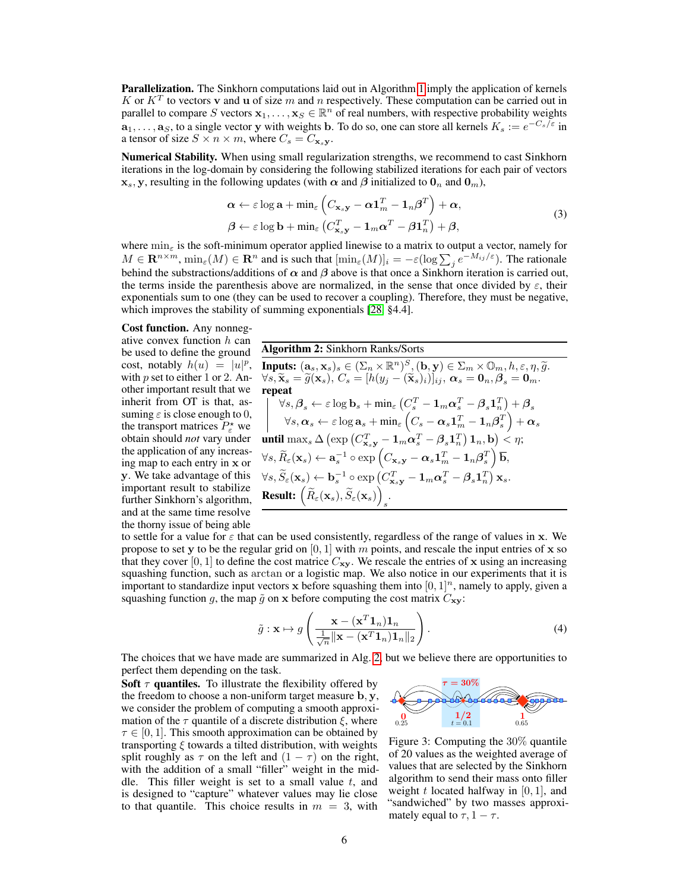**Parallelization.** The Sinkhorn computations laid out in Algorithm 1 imply the application of kernels $K$ or $K^T$ to vectors $\mathbf{v}$ and $\mathbf{u}$ of size $m$ and $n$ respectively. These computation can be carried out in parallel to compare $S$ vectors $\mathbf{x}_1, \ldots, \mathbf{x}_S \in \mathbb{R}^n$ of real numbers, with respective probability weights $\mathbf{a}_1, \ldots, \mathbf{a}_S$, to a single vector $\mathbf{y}$ with weights $\mathbf{b}$. To do so, one can store all kernels $K_s := e^{-C_s/\varepsilon}$ in a tensor of size $S \times n \times m$, where $C_s = C_{\mathbf{x}_s\mathbf{y}}$.

**Numerical Stability.** When using small regularization strengths, we recommend to cast Sinkhorn iterations in the log-domain by considering the following stabilized iterations for each pair of vectors $\mathbf{x}_s, \mathbf{y}$, resulting in the following updates (with $\boldsymbol{\alpha}$ and $\boldsymbol{\beta}$ initialized to $\mathbf{0}_n$ and $\mathbf{0}_m$),

$$
\begin{aligned}
\boldsymbol{\alpha} &\leftarrow \varepsilon \log \mathbf{a} + \min\nolimits_\varepsilon \left( C_{\mathbf{x}_s\mathbf{y}} - \boldsymbol{\alpha}\mathbf{1}_m^T - \mathbf{1}_n\boldsymbol{\beta}^T \right) + \boldsymbol{\alpha}, \\
\boldsymbol{\beta} &\leftarrow \varepsilon \log \mathbf{b} + \min\nolimits_\varepsilon \left( C_{\mathbf{x}_s\mathbf{y}}^T - \mathbf{1}_m\boldsymbol{\alpha}^T - \boldsymbol{\beta}\mathbf{1}_n^T \right) + \boldsymbol{\beta},
\end{aligned}
\tag{3}
$$

where $\min_\varepsilon$ is the soft-minimum operator applied linewise to a matrix to output a vector, namely for $M \in \mathbf{R}^{n\times m}$, $\min_\varepsilon(M) \in \mathbf{R}^n$ and is such that $[\min_\varepsilon(M)]_i = -\varepsilon(\log \sum_j e^{-M_{ij}/\varepsilon})$. The rationale behind the substractions/additions of $\boldsymbol{\alpha}$ and $\boldsymbol{\beta}$ above is that once a Sinkhorn iteration is carried out, the terms inside the parenthesis above are normalized, in the sense that once divided by $\varepsilon$, their exponentials sum to one (they can be used to recover a coupling). Therefore, they must be negative, which improves the stability of summing exponentials [28, §4.4].

**Cost function.** Any nonnegative convex function $h$ can be used to define the ground cost, notably $h(u) = |u|^p$, with $p$ set to either 1 or 2. Another important result that we inherit from OT is that, assuming $\varepsilon$ is close enough to 0, the transport matrices $P_\varepsilon^\star$ we obtain should *not* vary under the application of any increasing map to each entry in $\mathbf{x}$ or $\mathbf{y}$. We take advantage of this important result to stabilize further Sinkhorn's algorithm, and at the same time resolve the thorny issue of being able to settle for a value for $\varepsilon$ that can be used consistently, regardless of the range of values in $\mathbf{x}$. We propose to set $\mathbf{y}$ to be the regular grid on $[0, 1]$ with $m$ points, and rescale the input entries of $\mathbf{x}$ so that they cover $[0, 1]$ to define the cost matrice $C_{\mathbf{xy}}$. We rescale the entries of $\mathbf{x}$ using an increasing squashing function, such as arctan or a logistic map. We also notice in our experiments that it is important to standardize input vectors $\mathbf{x}$ before squashing them into $[0, 1]^n$, namely to apply, given a squashing function $g$, the map $\tilde{g}$ on $\mathbf{x}$ before computing the cost matrix $C_{\mathbf{xy}}$:

**Algorithm 2:** Sinkhorn Ranks/Sorts

**Inputs:** $(\mathbf{a}_s, \mathbf{x}_s)_s \in (\Sigma_n \times \mathbb{R}^n)^S$, $(\mathbf{b}, \mathbf{y}) \in \Sigma_m \times \mathbb{O}_m$, $h, \varepsilon, \eta, \widetilde{g}$.
$\forall s, \widetilde{\mathbf{x}}_s = \widetilde{g}(\mathbf{x}_s)$, $C_s = [h(y_j - (\widetilde{\mathbf{x}}_s)_i)]_{ij}$, $\boldsymbol{\alpha}_s = \mathbf{0}_n, \boldsymbol{\beta}_s = \mathbf{0}_m$.
**repeat**
  $\forall s, \boldsymbol{\beta}_s \leftarrow \varepsilon \log \mathbf{b}_s + \min_\varepsilon \left( C_s^T - \mathbf{1}_m\boldsymbol{\alpha}_s^T - \boldsymbol{\beta}_s\mathbf{1}_n^T \right) + \boldsymbol{\beta}_s$
  $\forall s, \boldsymbol{\alpha}_s \leftarrow \varepsilon \log \mathbf{a}_s + \min_\varepsilon \left( C_s - \boldsymbol{\alpha}_s\mathbf{1}_m^T - \mathbf{1}_n\boldsymbol{\beta}_s^T \right) + \boldsymbol{\alpha}_s$
**until** $\max_s \Delta \left( \exp \left( C_{\mathbf{x}_s\mathbf{y}}^T - \mathbf{1}_m\boldsymbol{\alpha}_s^T - \boldsymbol{\beta}_s\mathbf{1}_n^T \right) \mathbf{1}_n, \mathbf{b} \right) < \eta$;
$\forall s, \widetilde{R}_\varepsilon(\mathbf{x}_s) \leftarrow \mathbf{a}_s^{-1} \circ \exp \left( C_{\mathbf{x}_s\mathbf{y}} - \boldsymbol{\alpha}_s\mathbf{1}_m^T - \mathbf{1}_n\boldsymbol{\beta}_s^T \right) \overline{\mathbf{b}}$,
$\forall s, \widetilde{S}_\varepsilon(\mathbf{x}_s) \leftarrow \mathbf{b}_s^{-1} \circ \exp \left( C_{\mathbf{x}_s\mathbf{y}}^T - \mathbf{1}_m\boldsymbol{\alpha}_s^T - \boldsymbol{\beta}_s\mathbf{1}_n^T \right) \mathbf{x}_s$.
**Result:** $\left( \widetilde{R}_\varepsilon(\mathbf{x}_s), \widetilde{S}_\varepsilon(\mathbf{x}_s) \right)_s$.

$$
\tilde{g} : \mathbf{x} \mapsto g \left( \frac{\mathbf{x} - (\mathbf{x}^T\mathbf{1}_n)\mathbf{1}_n}{\frac{1}{\sqrt{n}}\|\mathbf{x} - (\mathbf{x}^T\mathbf{1}_n)\mathbf{1}_n\|_2} \right).
\tag{4}
$$

The choices that we have made are summarized in Alg. 2, but we believe there are opportunities to perfect them depending on the task.

**Soft $\tau$ quantiles.** To illustrate the flexibility offered by the freedom to choose a non-uniform target measure $\mathbf{b}, \mathbf{y}$, we consider the problem of computing a smooth approximation of the $\tau$ quantile of a discrete distribution $\xi$, where $\tau \in [0, 1]$. This smooth approximation can be obtained by transporting $\xi$ towards a tilted distribution, with weights split roughly as $\tau$ on the left and $(1 - \tau)$ on the right, with the addition of a small "filler" weight in the middle. This filler weight is set to a small value $t$, and is designed to "capture" whatever values may lie close to that quantile. This choice results in $m = 3$, with

Figure 3: Computing the 30% quantile of 20 values as the weighted average of values that are selected by the Sinkhorn algorithm to send their mass onto filler weight $t$ located halfway in $[0, 1]$, and "sandwiched" by two masses approximately equal to $\tau, 1 - \tau$.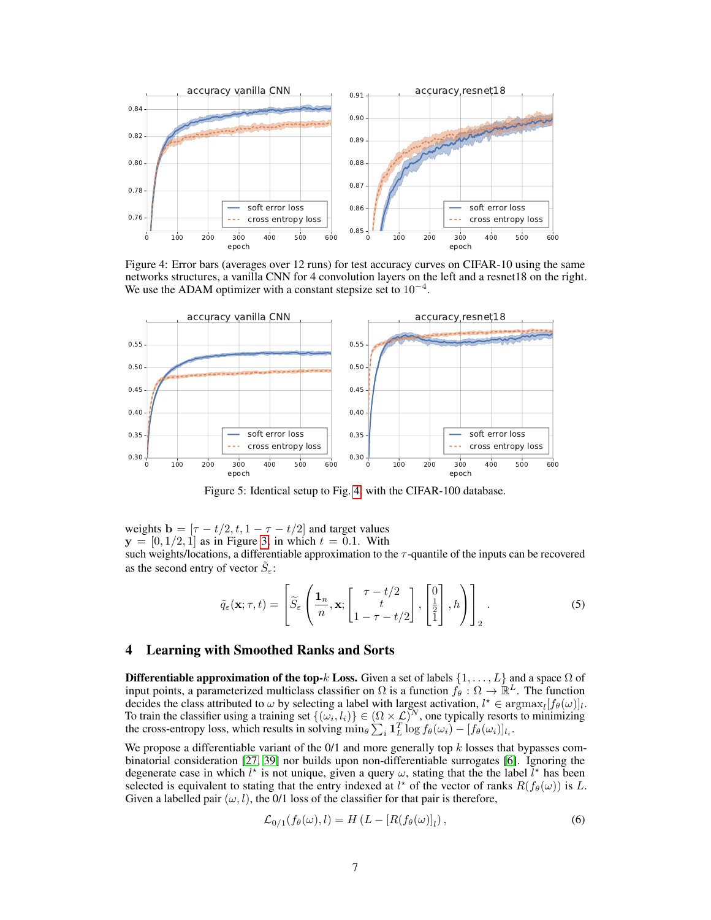Figure 4: Error bars (averages over 12 runs) for test accuracy curves on CIFAR-10 using the same networks structures, a vanilla CNN for 4 convolution layers on the left and a resnet18 on the right. We use the ADAM optimizer with a constant stepsize set to $10^{-4}$.

Figure 5: Identical setup to Fig. 4 with the CIFAR-100 database.

weights $\mathbf{b} = [\tau - t/2, t, 1 - \tau - t/2]$ and target values $\mathbf{y} = [0, 1/2, 1]$ as in Figure 3, in which $t = 0.1$. With such weights/locations, a differentiable approximation to the $\tau$-quantile of the inputs can be recovered as the second entry of vector $\widetilde{S}_\varepsilon$:

$$\tilde{q}_\varepsilon(\mathbf{x}; \tau, t) = \left[ \widetilde{S}_\varepsilon \left( \frac{\mathbf{1}_n}{n}, \mathbf{x}; \begin{bmatrix} \tau - t/2 \\ t \\ 1 - \tau - t/2 \end{bmatrix}, \begin{bmatrix} 0 \\ \frac{1}{2} \\ 1 \end{bmatrix}, h \right) \right]_2 . \tag{5}$$

## 4 Learning with Smoothed Ranks and Sorts

**Differentiable approximation of the top-$k$ Loss.** Given a set of labels $\{1, \ldots, L\}$ and a space $\Omega$ of input points, a parameterized multiclass classifier on $\Omega$ is a function $f_\theta : \Omega \to \mathbb{R}^L$. The function decides the class attributed to $\omega$ by selecting a label with largest activation, $l^\star \in \operatorname{argmax}_l [f_\theta(\omega)]_l$. To train the classifier using a training set $\{(\omega_i, l_i)\} \in (\Omega \times \mathcal{L})^N$, one typically resorts to minimizing the cross-entropy loss, which results in solving $\min_\theta \sum_i \mathbf{1}_L^T \log f_\theta(\omega_i) - [f_\theta(\omega_i)]_{l_i}$.

We propose a differentiable variant of the 0/1 and more generally top $k$ losses that bypasses combinatorial consideration [27, 39] nor builds upon non-differentiable surrogates [6]. Ignoring the degenerate case in which $l^\star$ is not unique, given a query $\omega$, stating that the the label $l^\star$ has been selected is equivalent to stating that the entry indexed at $l^\star$ of the vector of ranks $R(f_\theta(\omega))$ is $L$. Given a labelled pair $(\omega, l)$, the 0/1 loss of the classifier for that pair is therefore,

$$\mathcal{L}_{0/1}(f_\theta(\omega), l) = H\left(L - [R(f_\theta(\omega)]_l\right), \tag{6}$$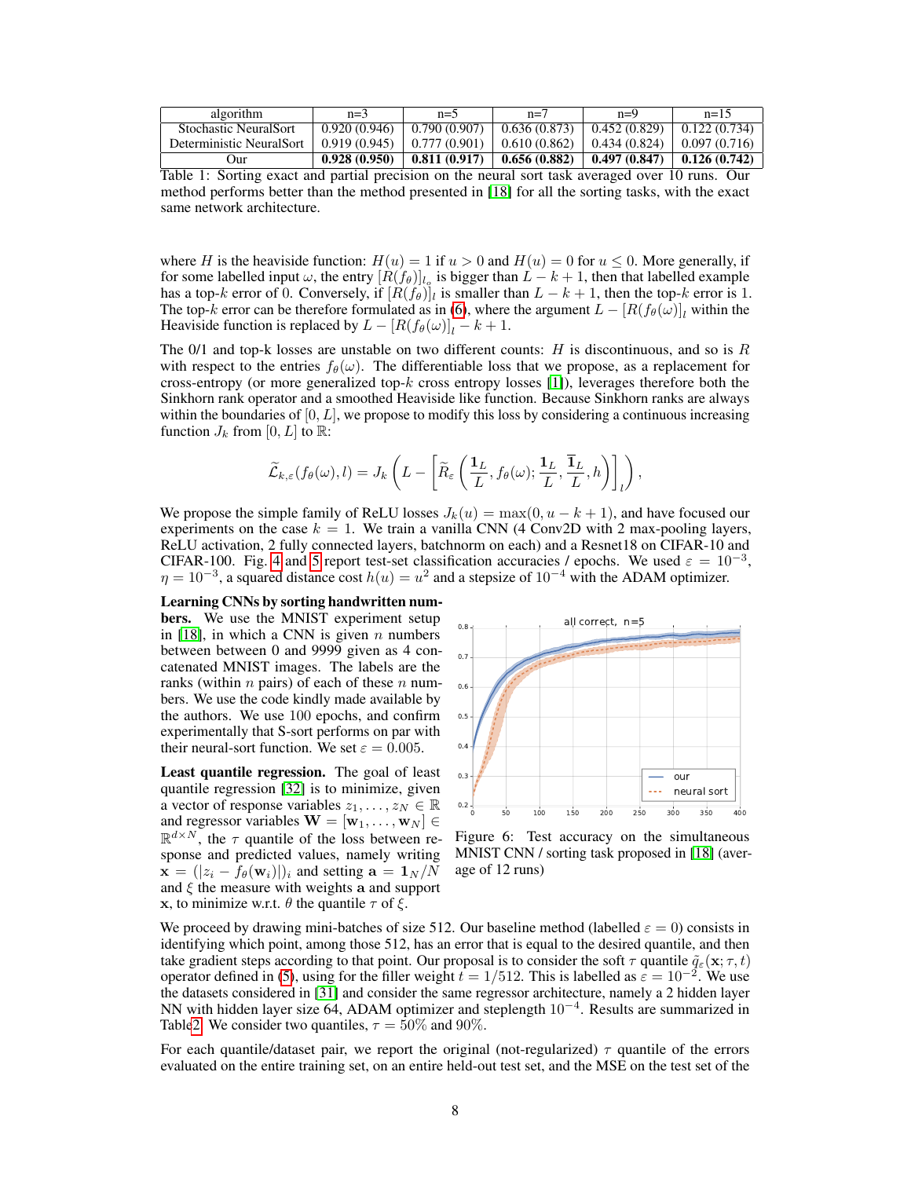| algorithm | n=3 | n=5 | n=7 | n=9 | n=15 |
|---|---|---|---|---|---|
| Stochastic NeuralSort | 0.920 (0.946) | 0.790 (0.907) | 0.636 (0.873) | 0.452 (0.829) | 0.122 (0.734) |
| Deterministic NeuralSort | 0.919 (0.945) | 0.777 (0.901) | 0.610 (0.862) | 0.434 (0.824) | 0.097 (0.716) |
| Our | **0.928 (0.950)** | **0.811 (0.917)** | **0.656 (0.882)** | **0.497 (0.847)** | **0.126 (0.742)** |

Table 1: Sorting exact and partial precision on the neural sort task averaged over 10 runs. Our method performs better than the method presented in [18] for all the sorting tasks, with the exact same network architecture.

where $H$ is the heaviside function: $H(u) = 1$ if $u > 0$ and $H(u) = 0$ for $u \leq 0$. More generally, if for some labelled input $\omega$, the entry $[R(f_\theta)]_{l_o}$ is bigger than $L - k + 1$, then that labelled example has a top-$k$ error of 0. Conversely, if $[R(f_\theta)]_l$ is smaller than $L - k + 1$, then the top-$k$ error is 1. The top-$k$ error can be therefore formulated as in (6), where the argument $L - [R(f_\theta(\omega)]_l$ within the Heaviside function is replaced by $L - [R(f_\theta(\omega)]_l - k + 1$.

The 0/1 and top-k losses are unstable on two different counts: $H$ is discontinuous, and so is $R$ with respect to the entries $f_\theta(\omega)$. The differentiable loss that we propose, as a replacement for cross-entropy (or more generalized top-$k$ cross entropy losses [1]), leverages therefore both the Sinkhorn rank operator and a smoothed Heaviside like function. Because Sinkhorn ranks are always within the boundaries of $[0, L]$, we propose to modify this loss by considering a continuous increasing function $J_k$ from $[0, L]$ to $\mathbb{R}$:

$$\widetilde{\mathcal{L}}_{k,\varepsilon}(f_\theta(\omega), l) = J_k\left(L - \left[\widetilde{R}_\varepsilon\left(\frac{\mathbf{1}_L}{L}, f_\theta(\omega); \frac{\mathbf{1}_L}{L}, \frac{\overline{\mathbf{1}}_L}{L}, h\right)\right]_l\right),$$

We propose the simple family of ReLU losses $J_k(u) = \max(0, u - k + 1)$, and have focused our experiments on the case $k = 1$. We train a vanilla CNN (4 Conv2D with 2 max-pooling layers, ReLU activation, 2 fully connected layers, batchnorm on each) and a Resnet18 on CIFAR-10 and CIFAR-100. Fig. 4 and 5 report test-set classification accuracies / epochs. We used $\varepsilon = 10^{-3}$, $\eta = 10^{-3}$, a squared distance cost $h(u) = u^2$ and a stepsize of $10^{-4}$ with the ADAM optimizer.

**Learning CNNs by sorting handwritten numbers.** We use the MNIST experiment setup in [18], in which a CNN is given $n$ numbers between between 0 and 9999 given as 4 concatenated MNIST images. The labels are the ranks (within $n$ pairs) of each of these $n$ numbers. We use the code kindly made available by the authors. We use 100 epochs, and confirm experimentally that S-sort performs on par with their neural-sort function. We set $\varepsilon = 0.005$.

Figure 6: Test accuracy on the simultaneous MNIST CNN / sorting task proposed in [18] (average of 12 runs)

**Least quantile regression.** The goal of least quantile regression [32] is to minimize, given a vector of response variables $z_1, \dots, z_N \in \mathbb{R}$ and regressor variables $\mathbf{W} = [\mathbf{w}_1, \dots, \mathbf{w}_N] \in \mathbb{R}^{d \times N}$, the $\tau$ quantile of the loss between response and predicted values, namely writing $\mathbf{x} = (|z_i - f_\theta(\mathbf{w}_i)|)_i$ and setting $\mathbf{a} = \mathbf{1}_N/N$ and $\xi$ the measure with weights $\mathbf{a}$ and support $\mathbf{x}$, to minimize w.r.t. $\theta$ the quantile $\tau$ of $\xi$.

We proceed by drawing mini-batches of size 512. Our baseline method (labelled $\varepsilon = 0$) consists in identifying which point, among those 512, has an error that is equal to the desired quantile, and then take gradient steps according to that point. Our proposal is to consider the soft $\tau$ quantile $\widetilde{q}_\varepsilon(\mathbf{x}; \tau, t)$ operator defined in (5), using for the filler weight $t = 1/512$. This is labelled as $\varepsilon = 10^{-2}$. We use the datasets considered in [31] and consider the same regressor architecture, namely a 2 hidden layer NN with hidden layer size 64, ADAM optimizer and steplength $10^{-4}$. Results are summarized in Table2. We consider two quantiles, $\tau = 50\%$ and 90%.

For each quantile/dataset pair, we report the original (not-regularized) $\tau$ quantile of the errors evaluated on the entire training set, on an entire held-out test set, and the MSE on the test set of the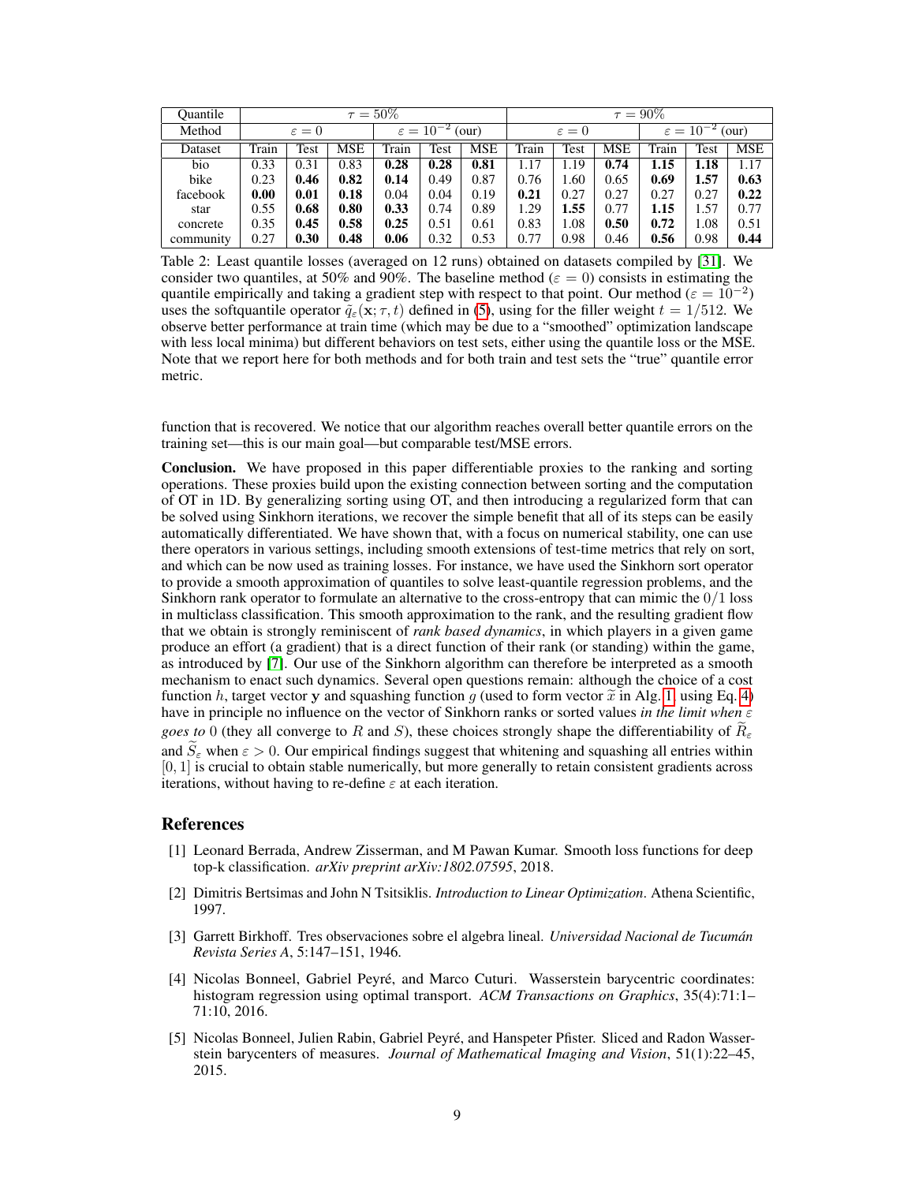| Quantile | $\tau = 50\%$ | | | | | | $\tau = 90\%$ | | | | | |
|---|---|---|---|---|---|---|---|---|---|---|---|---|
| Method | $\varepsilon = 0$ | | | $\varepsilon = 10^{-2}$ (our) | | | $\varepsilon = 0$ | | | $\varepsilon = 10^{-2}$ (our) | | |
| Dataset | Train | Test | MSE | Train | Test | MSE | Train | Test | MSE | Train | Test | MSE |
| bio | 0.33 | 0.31 | 0.83 | **0.28** | **0.28** | **0.81** | 1.17 | 1.19 | **0.74** | **1.15** | **1.18** | 1.17 |
| bike | 0.23 | **0.46** | **0.82** | **0.14** | 0.49 | 0.87 | 0.76 | 1.60 | 0.65 | **0.69** | **1.57** | **0.63** |
| facebook | **0.00** | **0.01** | **0.18** | 0.04 | 0.04 | 0.19 | **0.21** | 0.27 | 0.27 | 0.27 | 0.27 | **0.22** |
| star | 0.55 | **0.68** | **0.80** | **0.33** | 0.74 | 0.89 | 1.29 | **1.55** | 0.77 | **1.15** | 1.57 | 0.77 |
| concrete | 0.35 | **0.45** | **0.58** | **0.25** | 0.51 | 0.61 | 0.83 | 1.08 | **0.50** | **0.72** | 1.08 | 0.51 |
| community | 0.27 | **0.30** | **0.48** | **0.06** | 0.32 | 0.53 | 0.77 | 0.98 | 0.46 | **0.56** | 0.98 | **0.44** |

Table 2: Least quantile losses (averaged on 12 runs) obtained on datasets compiled by [31]. We consider two quantiles, at 50% and 90%. The baseline method ($\varepsilon = 0$) consists in estimating the quantile empirically and taking a gradient step with respect to that point. Our method ($\varepsilon = 10^{-2}$) uses the softquantile operator $\tilde{q}_\varepsilon(\mathbf{x}; \tau, t)$ defined in (5), using for the filler weight $t = 1/512$. We observe better performance at train time (which may be due to a "smoothed" optimization landscape with less local minima) but different behaviors on test sets, either using the quantile loss or the MSE. Note that we report here for both methods and for both train and test sets the "true" quantile error metric.

function that is recovered. We notice that our algorithm reaches overall better quantile errors on the training set—this is our main goal—but comparable test/MSE errors.

**Conclusion.** We have proposed in this paper differentiable proxies to the ranking and sorting operations. These proxies build upon the existing connection between sorting and the computation of OT in 1D. By generalizing sorting using OT, and then introducing a regularized form that can be solved using Sinkhorn iterations, we recover the simple benefit that all of its steps can be easily automatically differentiated. We have shown that, with a focus on numerical stability, one can use there operators in various settings, including smooth extensions of test-time metrics that rely on sort, and which can be now used as training losses. For instance, we have used the Sinkhorn sort operator to provide a smooth approximation of quantiles to solve least-quantile regression problems, and the Sinkhorn rank operator to formulate an alternative to the cross-entropy that can mimic the $0/1$ loss in multiclass classification. This smooth approximation to the rank, and the resulting gradient flow that we obtain is strongly reminiscent of *rank based dynamics*, in which players in a given game produce an effort (a gradient) that is a direct function of their rank (or standing) within the game, as introduced by [7]. Our use of the Sinkhorn algorithm can therefore be interpreted as a smooth mechanism to enact such dynamics. Several open questions remain: although the choice of a cost function $h$, target vector $\mathbf{y}$ and squashing function $g$ (used to form vector $\widetilde{x}$ in Alg. 1, using Eq. 4) have in principle no influence on the vector of Sinkhorn ranks or sorted values *in the limit when* $\varepsilon$ *goes to* 0 (they all converge to $R$ and $S$), these choices strongly shape the differentiability of $\widetilde{R}_\varepsilon$ and $\widetilde{S}_\varepsilon$ when $\varepsilon > 0$. Our empirical findings suggest that whitening and squashing all entries within $[0, 1]$ is crucial to obtain stable numerically, but more generally to retain consistent gradients across iterations, without having to re-define $\varepsilon$ at each iteration.

## References

[1] Leonard Berrada, Andrew Zisserman, and M Pawan Kumar. Smooth loss functions for deep top-k classification. *arXiv preprint arXiv:1802.07595*, 2018.

[2] Dimitris Bertsimas and John N Tsitsiklis. *Introduction to Linear Optimization*. Athena Scientific, 1997.

[3] Garrett Birkhoff. Tres observaciones sobre el algebra lineal. *Universidad Nacional de Tucumán Revista Series A*, 5:147–151, 1946.

[4] Nicolas Bonneel, Gabriel Peyré, and Marco Cuturi. Wasserstein barycentric coordinates: histogram regression using optimal transport. *ACM Transactions on Graphics*, 35(4):71:1–71:10, 2016.

[5] Nicolas Bonneel, Julien Rabin, Gabriel Peyré, and Hanspeter Pfister. Sliced and Radon Wasserstein barycenters of measures. *Journal of Mathematical Imaging and Vision*, 51(1):22–45, 2015.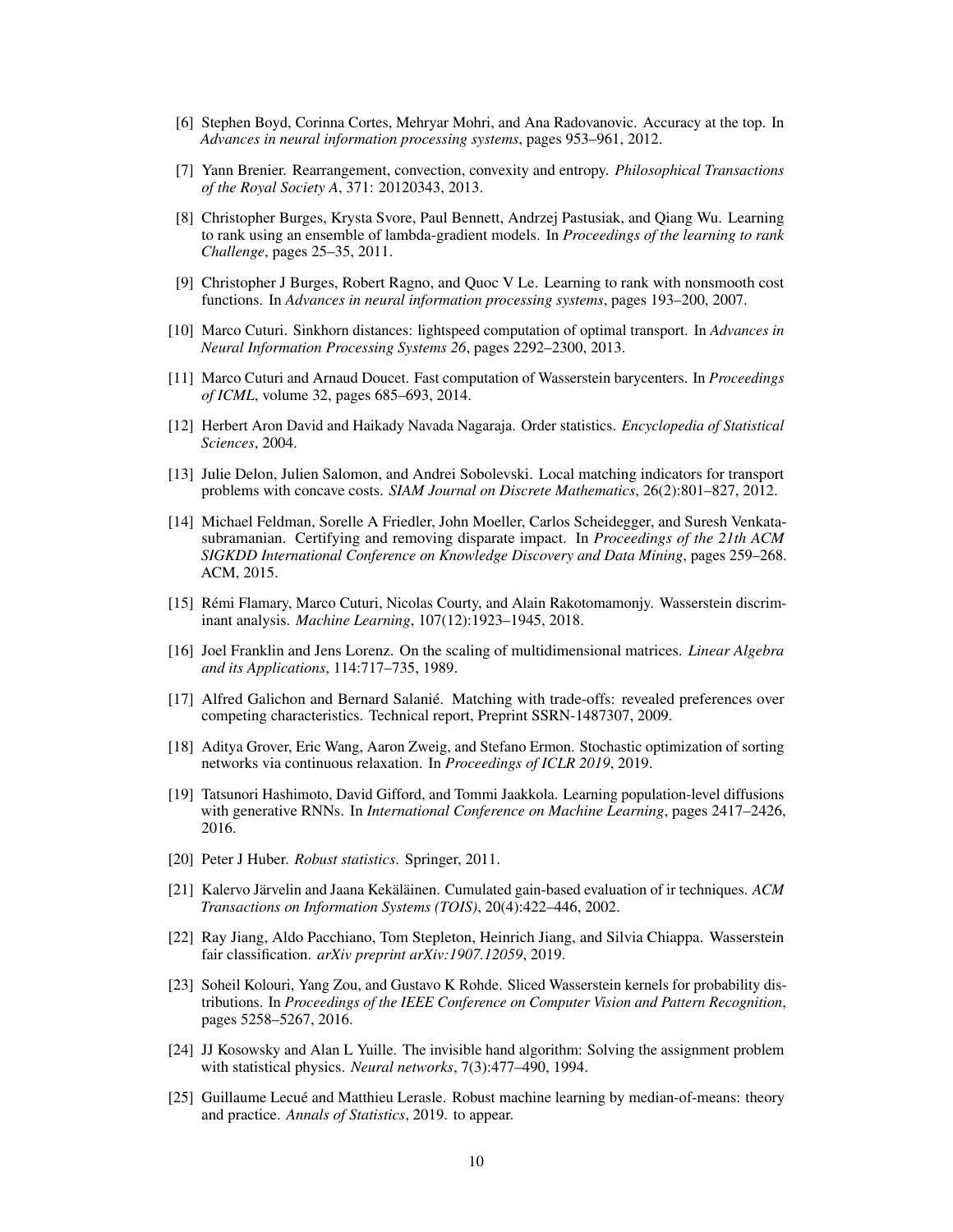[6] Stephen Boyd, Corinna Cortes, Mehryar Mohri, and Ana Radovanovic. Accuracy at the top. In *Advances in neural information processing systems*, pages 953–961, 2012.

[7] Yann Brenier. Rearrangement, convection, convexity and entropy. *Philosophical Transactions of the Royal Society A*, 371: 20120343, 2013.

[8] Christopher Burges, Krysta Svore, Paul Bennett, Andrzej Pastusiak, and Qiang Wu. Learning to rank using an ensemble of lambda-gradient models. In *Proceedings of the learning to rank Challenge*, pages 25–35, 2011.

[9] Christopher J Burges, Robert Ragno, and Quoc V Le. Learning to rank with nonsmooth cost functions. In *Advances in neural information processing systems*, pages 193–200, 2007.

[10] Marco Cuturi. Sinkhorn distances: lightspeed computation of optimal transport. In *Advances in Neural Information Processing Systems 26*, pages 2292–2300, 2013.

[11] Marco Cuturi and Arnaud Doucet. Fast computation of Wasserstein barycenters. In *Proceedings of ICML*, volume 32, pages 685–693, 2014.

[12] Herbert Aron David and Haikady Navada Nagaraja. Order statistics. *Encyclopedia of Statistical Sciences*, 2004.

[13] Julie Delon, Julien Salomon, and Andrei Sobolevski. Local matching indicators for transport problems with concave costs. *SIAM Journal on Discrete Mathematics*, 26(2):801–827, 2012.

[14] Michael Feldman, Sorelle A Friedler, John Moeller, Carlos Scheidegger, and Suresh Venkatasubramanian. Certifying and removing disparate impact. In *Proceedings of the 21th ACM SIGKDD International Conference on Knowledge Discovery and Data Mining*, pages 259–268. ACM, 2015.

[15] Rémi Flamary, Marco Cuturi, Nicolas Courty, and Alain Rakotomamonjy. Wasserstein discriminant analysis. *Machine Learning*, 107(12):1923–1945, 2018.

[16] Joel Franklin and Jens Lorenz. On the scaling of multidimensional matrices. *Linear Algebra and its Applications*, 114:717–735, 1989.

[17] Alfred Galichon and Bernard Salanié. Matching with trade-offs: revealed preferences over competing characteristics. Technical report, Preprint SSRN-1487307, 2009.

[18] Aditya Grover, Eric Wang, Aaron Zweig, and Stefano Ermon. Stochastic optimization of sorting networks via continuous relaxation. In *Proceedings of ICLR 2019*, 2019.

[19] Tatsunori Hashimoto, David Gifford, and Tommi Jaakkola. Learning population-level diffusions with generative RNNs. In *International Conference on Machine Learning*, pages 2417–2426, 2016.

[20] Peter J Huber. *Robust statistics*. Springer, 2011.

[21] Kalervo Järvelin and Jaana Kekäläinen. Cumulated gain-based evaluation of ir techniques. *ACM Transactions on Information Systems (TOIS)*, 20(4):422–446, 2002.

[22] Ray Jiang, Aldo Pacchiano, Tom Stepleton, Heinrich Jiang, and Silvia Chiappa. Wasserstein fair classification. *arXiv preprint arXiv:1907.12059*, 2019.

[23] Soheil Kolouri, Yang Zou, and Gustavo K Rohde. Sliced Wasserstein kernels for probability distributions. In *Proceedings of the IEEE Conference on Computer Vision and Pattern Recognition*, pages 5258–5267, 2016.

[24] JJ Kosowsky and Alan L Yuille. The invisible hand algorithm: Solving the assignment problem with statistical physics. *Neural networks*, 7(3):477–490, 1994.

[25] Guillaume Lecué and Matthieu Lerasle. Robust machine learning by median-of-means: theory and practice. *Annals of Statistics*, 2019. to appear.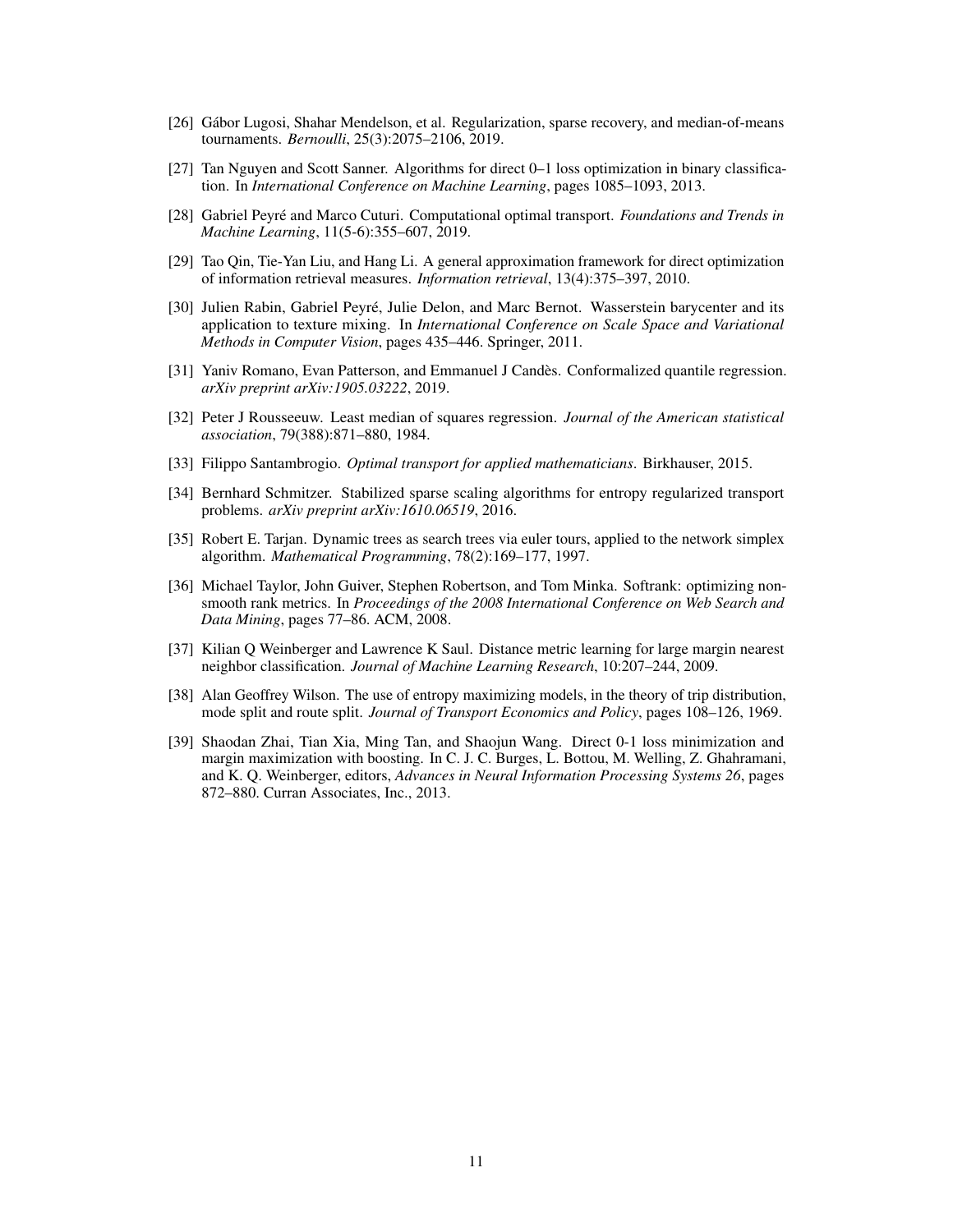[26] Gábor Lugosi, Shahar Mendelson, et al. Regularization, sparse recovery, and median-of-means tournaments. *Bernoulli*, 25(3):2075–2106, 2019.

[27] Tan Nguyen and Scott Sanner. Algorithms for direct 0–1 loss optimization in binary classification. In *International Conference on Machine Learning*, pages 1085–1093, 2013.

[28] Gabriel Peyré and Marco Cuturi. Computational optimal transport. *Foundations and Trends in Machine Learning*, 11(5-6):355–607, 2019.

[29] Tao Qin, Tie-Yan Liu, and Hang Li. A general approximation framework for direct optimization of information retrieval measures. *Information retrieval*, 13(4):375–397, 2010.

[30] Julien Rabin, Gabriel Peyré, Julie Delon, and Marc Bernot. Wasserstein barycenter and its application to texture mixing. In *International Conference on Scale Space and Variational Methods in Computer Vision*, pages 435–446. Springer, 2011.

[31] Yaniv Romano, Evan Patterson, and Emmanuel J Candès. Conformalized quantile regression. *arXiv preprint arXiv:1905.03222*, 2019.

[32] Peter J Rousseeuw. Least median of squares regression. *Journal of the American statistical association*, 79(388):871–880, 1984.

[33] Filippo Santambrogio. *Optimal transport for applied mathematicians*. Birkhauser, 2015.

[34] Bernhard Schmitzer. Stabilized sparse scaling algorithms for entropy regularized transport problems. *arXiv preprint arXiv:1610.06519*, 2016.

[35] Robert E. Tarjan. Dynamic trees as search trees via euler tours, applied to the network simplex algorithm. *Mathematical Programming*, 78(2):169–177, 1997.

[36] Michael Taylor, John Guiver, Stephen Robertson, and Tom Minka. Softrank: optimizing non-smooth rank metrics. In *Proceedings of the 2008 International Conference on Web Search and Data Mining*, pages 77–86. ACM, 2008.

[37] Kilian Q Weinberger and Lawrence K Saul. Distance metric learning for large margin nearest neighbor classification. *Journal of Machine Learning Research*, 10:207–244, 2009.

[38] Alan Geoffrey Wilson. The use of entropy maximizing models, in the theory of trip distribution, mode split and route split. *Journal of Transport Economics and Policy*, pages 108–126, 1969.

[39] Shaodan Zhai, Tian Xia, Ming Tan, and Shaojun Wang. Direct 0-1 loss minimization and margin maximization with boosting. In C. J. C. Burges, L. Bottou, M. Welling, Z. Ghahramani, and K. Q. Weinberger, editors, *Advances in Neural Information Processing Systems 26*, pages 872–880. Curran Associates, Inc., 2013.